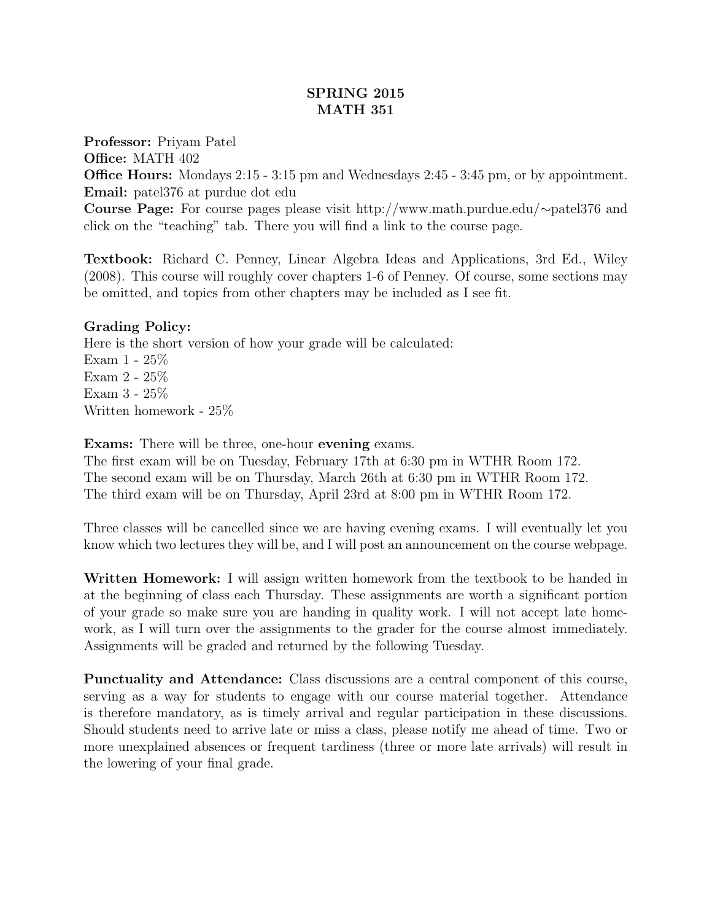# SPRING 2015
# MATH 351

**Professor:** Priyam Patel
**Office:** MATH 402
**Office Hours:** Mondays 2:15 - 3:15 pm and Wednesdays 2:45 - 3:45 pm, or by appointment.
**Email:** patel376 at purdue dot edu
**Course Page:** For course pages please visit http://www.math.purdue.edu/∼patel376 and click on the "teaching" tab. There you will find a link to the course page.

**Textbook:** Richard C. Penney, Linear Algebra Ideas and Applications, 3rd Ed., Wiley (2008). This course will roughly cover chapters 1-6 of Penney. Of course, some sections may be omitted, and topics from other chapters may be included as I see fit.

**Grading Policy:**
Here is the short version of how your grade will be calculated:
Exam 1 - 25%
Exam 2 - 25%
Exam 3 - 25%
Written homework - 25%

**Exams:** There will be three, one-hour **evening** exams.
The first exam will be on Tuesday, February 17th at 6:30 pm in WTHR Room 172.
The second exam will be on Thursday, March 26th at 6:30 pm in WTHR Room 172.
The third exam will be on Thursday, April 23rd at 8:00 pm in WTHR Room 172.

Three classes will be cancelled since we are having evening exams. I will eventually let you know which two lectures they will be, and I will post an announcement on the course webpage.

**Written Homework:** I will assign written homework from the textbook to be handed in at the beginning of class each Thursday. These assignments are worth a significant portion of your grade so make sure you are handing in quality work. I will not accept late homework, as I will turn over the assignments to the grader for the course almost immediately. Assignments will be graded and returned by the following Tuesday.

**Punctuality and Attendance:** Class discussions are a central component of this course, serving as a way for students to engage with our course material together. Attendance is therefore mandatory, as is timely arrival and regular participation in these discussions. Should students need to arrive late or miss a class, please notify me ahead of time. Two or more unexplained absences or frequent tardiness (three or more late arrivals) will result in the lowering of your final grade.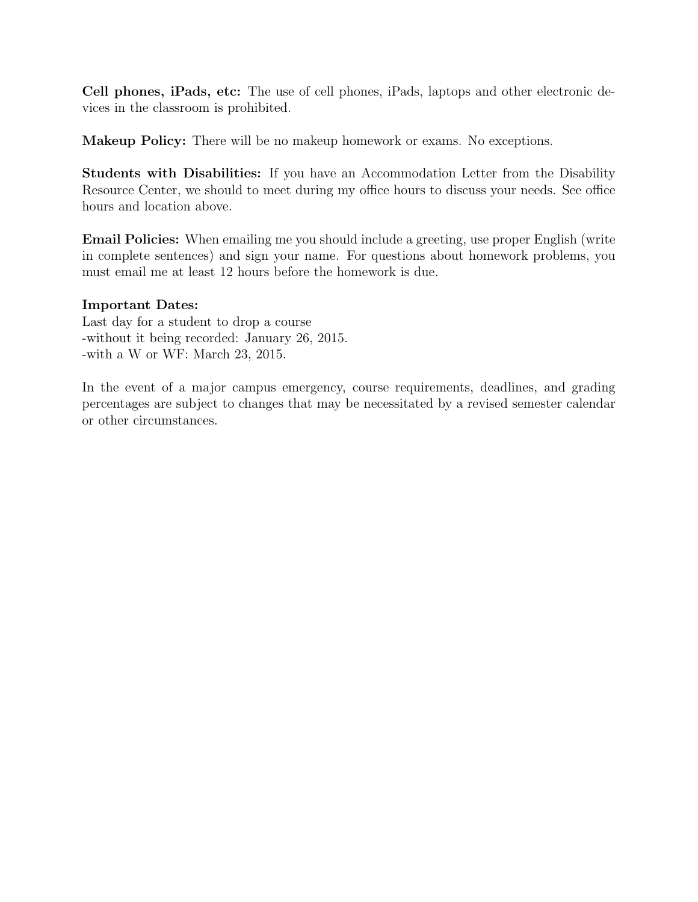**Cell phones, iPads, etc:** The use of cell phones, iPads, laptops and other electronic devices in the classroom is prohibited.

**Makeup Policy:** There will be no makeup homework or exams. No exceptions.

**Students with Disabilities:** If you have an Accommodation Letter from the Disability Resource Center, we should to meet during my office hours to discuss your needs. See office hours and location above.

**Email Policies:** When emailing me you should include a greeting, use proper English (write in complete sentences) and sign your name. For questions about homework problems, you must email me at least 12 hours before the homework is due.

**Important Dates:**
Last day for a student to drop a course
-without it being recorded: January 26, 2015.
-with a W or WF: March 23, 2015.

In the event of a major campus emergency, course requirements, deadlines, and grading percentages are subject to changes that may be necessitated by a revised semester calendar or other circumstances.